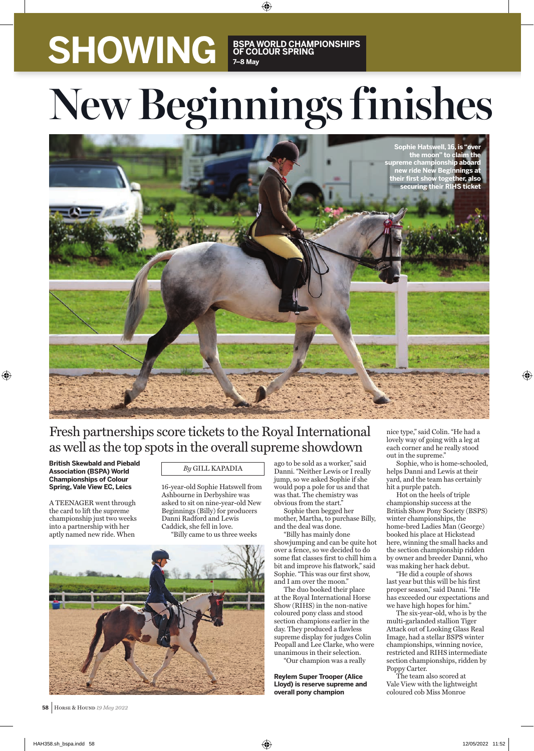# SHOWING

**BSPA WORLD CHAMPIONSHIPS OF COLOUR SPRING**
**7–8 May**

# New Beginnings finishes

**Sophie Hatswell, 16, is "over the moon" to claim the supreme championship aboard new ride New Beginnings at their first show together, also securing their RIHS ticket**

## Fresh partnerships score tickets to the Royal International as well as the top spots in the overall supreme showdown

**British Skewbald and Piebald Association (BSPA) World Championships of Colour Spring, Vale View EC, Leics**

*By* GILL KAPADIA

A TEENAGER went through the card to lift the supreme championship just two weeks into a partnership with her aptly named new ride. When 16-year-old Sophie Hatswell from Ashbourne in Derbyshire was asked to sit on nine-year-old New Beginnings (Billy) for producers Danni Radford and Lewis Caddick, she fell in love.

"Billy came to us three weeks ago to be sold as a worker," said Danni. "Neither Lewis or I really jump, so we asked Sophie if she would pop a pole for us and that was that. The chemistry was obvious from the start."

Sophie then begged her mother, Martha, to purchase Billy, and the deal was done.

"Billy has mainly done showjumping and can be quite hot over a fence, so we decided to do some flat classes first to chill him a bit and improve his flatwork," said Sophie. "This was our first show, and I am over the moon."

The duo booked their place at the Royal International Horse Show (RIHS) in the non-native coloured pony class and stood section champions earlier in the day. They produced a flawless supreme display for judges Colin Peopall and Lee Clarke, who were unanimous in their selection.

"Our champion was a really nice type," said Colin. "He had a lovely way of going with a leg at each corner and he really stood out in the supreme."

Sophie, who is home-schooled, helps Danni and Lewis at their yard, and the team has certainly hit a purple patch.

Hot on the heels of triple championship success at the British Show Pony Society (BSPS) winter championships, the home-bred Ladies Man (George) booked his place at Hickstead here, winning the small hacks and the section championship ridden by owner and breeder Danni, who was making her hack debut.

"He did a couple of shows last year but this will be his first proper season," said Danni. "He has exceeded our expectations and we have high hopes for him."

The six-year-old, who is by the multi-garlanded stallion Tiger Attack out of Looking Glass Real Image, had a stellar BSPS winter championships, winning novice, restricted and RIHS intermediate section championships, ridden by Poppy Carter.

The team also scored at Vale View with the lightweight coloured cob Miss Monroe

**Reylem Super Trooper (Alice Lloyd) is reserve supreme and overall pony champion**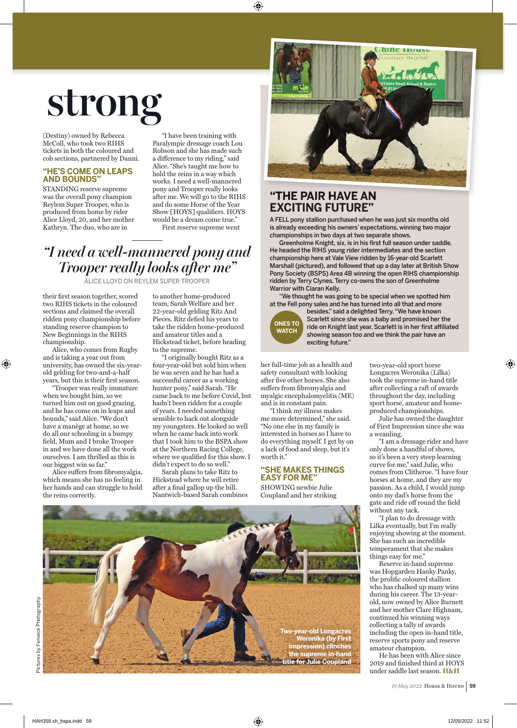# strong

(Destiny) owned by Rebecca McColl, who took two RIHS tickets in both the coloured and cob sections, partnered by Danni.

## "HE'S COME ON LEAPS AND BOUNDS"

STANDING reserve supreme was the overall pony champion Reylem Super Trooper, who is produced from home by rider Alice Lloyd, 20, and her mother Kathryn. The duo, who are in their first season together, scored two RIHS tickets in the coloured sections and claimed the overall ridden pony championship before standing reserve champion to New Beginnings in the RIHS championship.

Alice, who comes from Rugby and is taking a year out from university, has owned the six-year-old gelding for two-and-a-half years, but this is their first season.

"Trooper was really immature when we bought him, so we turned him out on good grazing, and he has come on in leaps and bounds," said Alice. "We don't have a manège at home, so we do all our schooling in a bumpy field. Mum and I broke Trooper in and we have done all the work ourselves. I am thrilled as this is our biggest win so far."

Alice suffers from fibromyalgia, which means she has no feeling in her hands and can struggle to hold the reins correctly.

"I have been training with Paralympic dressage coach Lou Robson and she has made such a difference to my riding," said Alice. "She's taught me how to hold the reins in a way which works. I need a well-mannered pony and Trooper really looks after me. We will go to the RIHS and do some Horse of the Year Show [HOYS] qualifiers. HOYS would be a dream come true."

First reserve supreme went to another home-produced team, Sarah Welfare and her 22-year-old gelding Ritz And Pieces. Ritz defied his years to take the ridden home-produced and amateur titles and a Hickstead ticket, before heading to the supreme.

"I originally bought Ritz as a four-year-old but sold him when he was seven and he has had a successful career as a working hunter pony," said Sarah. "He came back to me before Covid, but hadn't been ridden for a couple of years. I needed something sensible to hack out alongside my youngsters. He took so well when he came back into work that I took him to the BSPA show at the Northern Racing College, where we qualified for this show. I didn't expect to do so well."

Sarah plans to take Ritz to Hickstead where he will retire after a final gallop up the hill. Nantwich-based Sarah combines her full-time job as a health and safety consultant with looking after five other horses. She also suffers from fibromyalgia and myalgic encephalomyelitis (ME) and is in constant pain.

"I think my illness makes me more determined," she said. "No one else in my family is interested in horses so I have to do everything myself. I get by on a lack of food and sleep, but it's worth it."

*"I need a well-mannered pony and Trooper really looks after me"*

ALICE LLOYD ON REYLEM SUPER TROOPER

## "SHE MAKES THINGS EASY FOR ME"

SHOWING newbie Julie Coupland and her striking two-year-old sport horse Longacres Weronika (Lilka) took the supreme in-hand title after collecting a raft of awards throughout the show, including sport horse, amateur and home-produced championships.

Julie has owned the daughter of First Impression since she was a weanling.

"I am a dressage rider and have only done a handful of shows, so it's been a very steep learning curve for me," said Julie, who comes from Clitheroe. "I have four horses at home, and they are my passion. As a child, I would jump onto my dad's horse from the gate and ride off round the field without any tack.

"I plan to do dressage with Lilka eventually, but I'm really enjoying showing at the moment. She has such an incredible temperament that she makes things easy for me."

Reserve in-hand supreme was Hopgarden Hanky Panky, the prolific coloured stallion who has chalked up many wins during his career. The 13-year-old, now owned by Alice Burnett and her mother Clare Highnam, continued his winning ways collecting a tally of awards including the open in-hand title, reserve sports pony and reserve amateur champion.

He has been with Alice since 2019 and finished third at HOYS under saddle last season. **H&H**

## "THE PAIR HAVE AN EXCITING FUTURE"

**ONES TO WATCH**

**A FELL pony stallion purchased when he was just six months old is already exceeding his owners' expectations, winning two major championships in two days at two separate shows.**

**Greenholme Knight, six, is in his first full season under saddle. He headed the RIHS young rider intermediates and the section championship here at Vale View ridden by 16-year-old Scarlett Marshall (pictured), and followed that up a day later at British Show Pony Society (BSPS) Area 4B winning the open RIHS championship ridden by Terry Clynes. Terry co-owns the son of Greenholme Warrior with Ciaran Kelly.**

**"We thought he was going to be special when we spotted him at the Fell pony sales and he has turned into all that and more besides," said a delighted Terry. "We have known Scarlett since she was a baby and promised her the ride on Knight last year. Scarlett is in her first affiliated showing season too and we think the pair have an exciting future."**

Two-year-old Longacres Weronika (by First Impression) clinches the supreme in-hand title for Julie Coupland

Pictures by Fenwick Photography